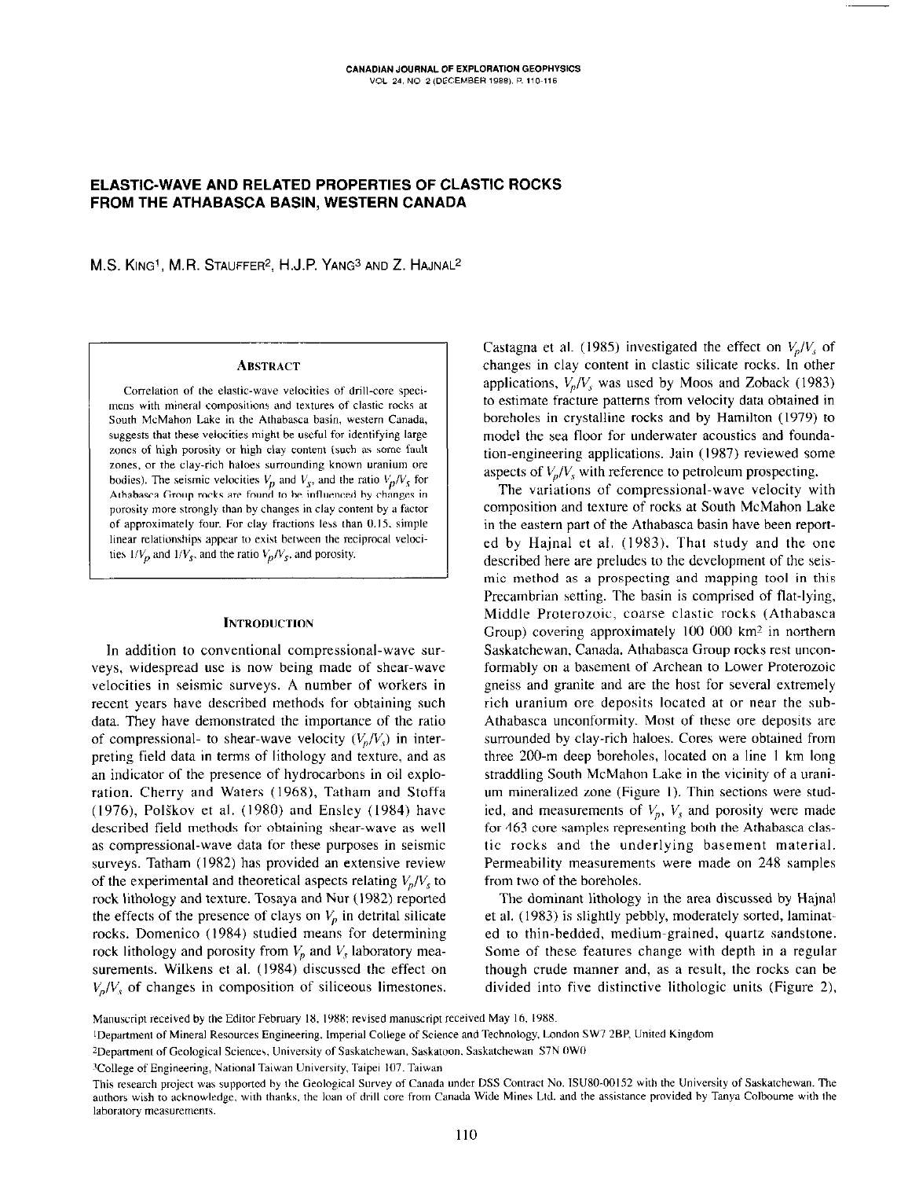# ELASTIC-WAVE AND RELATED PROPERTIES OF CLASTIC ROCKS FROM THE ATHABASCA BASIN, WESTERN CANADA

M.S. KING[1], M.R. STAUFFER[2], H.J.P. YANG[3] AND Z. HAJNAL[2]

## ABSTRACT

Correlation of the elastic-wave velocities of drill-core specimens with mineral compositions and textures of clastic rocks at South McMahon Lake in the Athabasca basin, western Canada, suggests that these velocities might be useful for identifying large zones of high porosity or high clay content (such as some fault zones, or the clay-rich haloes surrounding known uranium ore bodies). The seismic velocities $V_p$ and $V_s$, and the ratio $V_p/V_s$ for Athabasca Group rocks are found to be influenced by changes in porosity more strongly than by changes in clay content by a factor of approximately four. For clay fractions less than 0.15, simple linear relationships appear to exist between the reciprocal velocities $1/V_p$ and $1/V_s$, and the ratio $V_p/V_s$, and porosity.

## INTRODUCTION

In addition to conventional compressional-wave surveys, widespread use is now being made of shear-wave velocities in seismic surveys. A number of workers in recent years have described methods for obtaining such data. They have demonstrated the importance of the ratio of compressional- to shear-wave velocity ($V_p/V_s$) in interpreting field data in terms of lithology and texture, and as an indicator of the presence of hydrocarbons in oil exploration. Cherry and Waters (1968), Tatham and Stoffa (1976), Polškov et al. (1980) and Ensley (1984) have described field methods for obtaining shear-wave as well as compressional-wave data for these purposes in seismic surveys. Tatham (1982) has provided an extensive review of the experimental and theoretical aspects relating $V_p/V_s$ to rock lithology and texture. Tosaya and Nur (1982) reported the effects of the presence of clays on $V_p$ in detrital silicate rocks. Domenico (1984) studied means for determining rock lithology and porosity from $V_p$ and $V_s$ laboratory measurements. Wilkens et al. (1984) discussed the effect on $V_p/V_s$ of changes in composition of siliceous limestones. Castagna et al. (1985) investigated the effect on $V_p/V_s$ of changes in clay content in clastic silicate rocks. In other applications, $V_p/V_s$ was used by Moos and Zoback (1983) to estimate fracture patterns from velocity data obtained in boreholes in crystalline rocks and by Hamilton (1979) to model the sea floor for underwater acoustics and foundation-engineering applications. Jain (1987) reviewed some aspects of $V_p/V_s$ with reference to petroleum prospecting.

The variations of compressional-wave velocity with composition and texture of rocks at South McMahon Lake in the eastern part of the Athabasca basin have been reported by Hajnal et al. (1983). That study and the one described here are preludes to the development of the seismic method as a prospecting and mapping tool in this Precambrian setting. The basin is comprised of flat-lying, Middle Proterozoic, coarse clastic rocks (Athabasca Group) covering approximately 100 000 km$^2$ in northern Saskatchewan, Canada. Athabasca Group rocks rest unconformably on a basement of Archean to Lower Proterozoic gneiss and granite and are the host for several extremely rich uranium ore deposits located at or near the sub-Athabasca unconformity. Most of these ore deposits are surrounded by clay-rich haloes. Cores were obtained from three 200-m deep boreholes, located on a line 1 km long straddling South McMahon Lake in the vicinity of a uranium mineralized zone (Figure 1). Thin sections were studied, and measurements of $V_p$, $V_s$ and porosity were made for 463 core samples representing both the Athabasca clastic rocks and the underlying basement material. Permeability measurements were made on 248 samples from two of the boreholes.

The dominant lithology in the area discussed by Hajnal et al. (1983) is slightly pebbly, moderately sorted, laminated to thin-bedded, medium-grained, quartz sandstone. Some of these features change with depth in a regular though crude manner and, as a result, the rocks can be divided into five distinctive lithologic units (Figure 2),

Manuscript received by the Editor February 18, 1988; revised manuscript received May 16, 1988.

[1]Department of Mineral Resources Engineering, Imperial College of Science and Technology, London SW7 2BP, United Kingdom

[2]Department of Geological Sciences, University of Saskatchewan, Saskatoon, Saskatchewan S7N 0W0

[3]College of Engineering, National Taiwan University, Taipei 107, Taiwan

This research project was supported by the Geological Survey of Canada under DSS Contract No. ISU80-00152 with the University of Saskatchewan. The authors wish to acknowledge, with thanks, the loan of drill core from Canada Wide Mines Ltd. and the assistance provided by Tanya Colbourne with the laboratory measurements.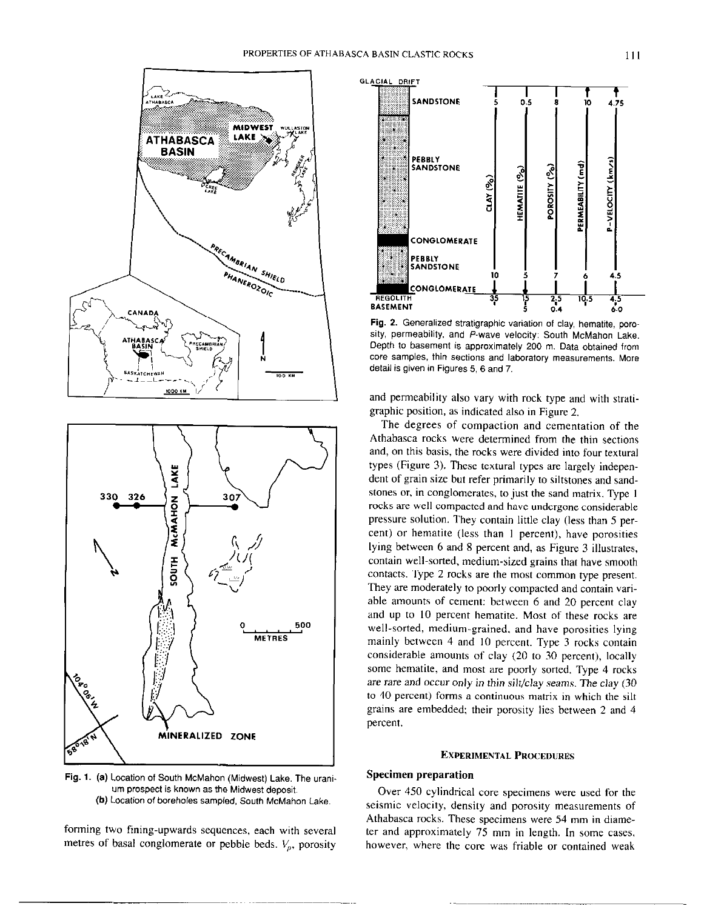LAKE ATHABASCA

ATHABASCA BASIN

MIDWEST LAKE

WOLLASTON LAKE

REINDEER LAKE

CREE LAKE

PRECAMBRIAN SHIELD

PHANEROZOIC

CANADA

ATHABASCA BASIN

PRECAMBRIAN SHIELD

SASKATCHEWAN

1000 KM

N

100 KM

330 326

307

SOUTH McMAHON LAKE

N

0 500

METRES

104° 06' W

58° 18' N

MINERALIZED ZONE

**Fig. 1.** (a) Location of South McMahon (Midwest) Lake. The uranium prospect is known as the Midwest deposit.
(b) Location of boreholes sampled, South McMahon Lake.

GLACIAL DRIFT

SANDSTONE

PEBBLY SANDSTONE

CONGLOMERATE

PEBBLY SANDSTONE

CONGLOMERATE

REGOLITH

BASEMENT

CLAY (%)

HEMATITE (%)

POROSITY (%)

PERMEABILITY (md)

P-VELOCITY (km/s)

5 0.5 8 10 4.75

10 5 7 6 4.5

35 15 2.5 10.5 4.5

5 0.4 6.0

**Fig. 2.** Generalized stratigraphic variation of clay, hematite, porosity, permeability, and *P*-wave velocity: South McMahon Lake. Depth to basement is approximately 200 m. Data obtained from core samples, thin sections and laboratory measurements. More detail is given in Figures 5, 6 and 7.

forming two fining-upwards sequences, each with several metres of basal conglomerate or pebble beds. $V_p$, porosity and permeability also vary with rock type and with stratigraphic position, as indicated also in Figure 2.

The degrees of compaction and cementation of the Athabasca rocks were determined from the thin sections and, on this basis, the rocks were divided into four textural types (Figure 3). These textural types are largely independent of grain size but refer primarily to siltstones and sandstones or, in conglomerates, to just the sand matrix. Type 1 rocks are well compacted and have undergone considerable pressure solution. They contain little clay (less than 5 percent) or hematite (less than 1 percent), have porosities lying between 6 and 8 percent and, as Figure 3 illustrates, contain well-sorted, medium-sized grains that have smooth contacts. Type 2 rocks are the most common type present. They are moderately to poorly compacted and contain variable amounts of cement: between 6 and 20 percent clay and up to 10 percent hematite. Most of these rocks are well-sorted, medium-grained, and have porosities lying mainly between 4 and 10 percent. Type 3 rocks contain considerable amounts of clay (20 to 30 percent), locally some hematite, and most are poorly sorted. Type 4 rocks are rare and occur only in thin silt/clay seams. The clay (30 to 40 percent) forms a continuous matrix in which the silt grains are embedded; their porosity lies between 2 and 4 percent.

## Experimental Procedures

### Specimen preparation

Over 450 cylindrical core specimens were used for the seismic velocity, density and porosity measurements of Athabasca rocks. These specimens were 54 mm in diameter and approximately 75 mm in length. In some cases, however, where the core was friable or contained weak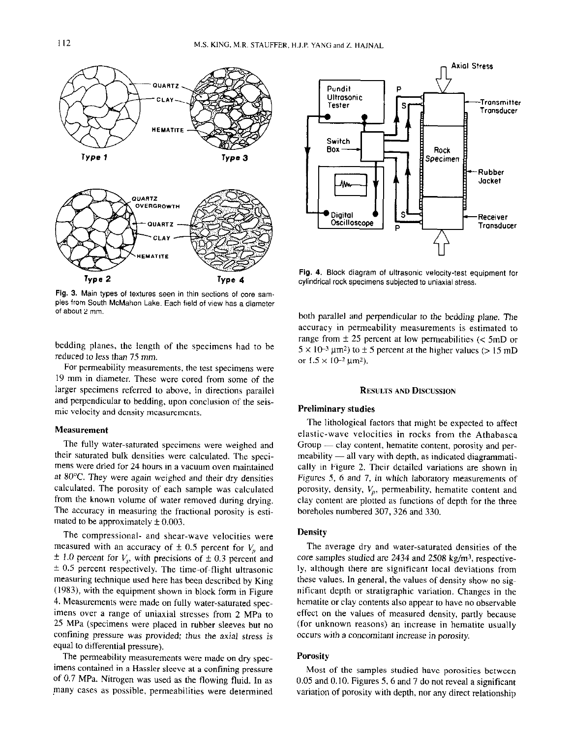QUARTZ

CLAY

HEMATITE

Type 1

Type 3

QUARTZ OVERGROWTH

QUARTZ

CLAY

HEMATITE

Type 2

Type 4

**Fig. 3.** Main types of textures seen in thin sections of core samples from South McMahon Lake. Each field of view has a diameter of about 2 mm.

bedding planes, the length of the specimens had to be reduced to less than 75 mm.

For permeability measurements, the test specimens were 19 mm in diameter. These were cored from some of the larger specimens referred to above, in directions parallel and perpendicular to bedding, upon conclusion of the seismic velocity and density measurements.

### Measurement

The fully water-saturated specimens were weighed and their saturated bulk densities were calculated. The specimens were dried for 24 hours in a vacuum oven maintained at 80°C. They were again weighed and their dry densities calculated. The porosity of each sample was calculated from the known volume of water removed during drying. The accuracy in measuring the fractional porosity is estimated to be approximately ± 0.003.

The compressional- and shear-wave velocities were measured with an accuracy of ± 0.5 percent for $V_p$ and ± 1.0 percent for $V_s$, with precisions of ± 0.3 percent and ± 0.5 percent respectively. The time-of-flight ultrasonic measuring technique used here has been described by King (1983), with the equipment shown in block form in Figure 4. Measurements were made on fully water-saturated specimens over a range of uniaxial stresses from 2 MPa to 25 MPa (specimens were placed in rubber sleeves but no confining pressure was provided; thus the axial stress is equal to differential pressure).

The permeability measurements were made on dry specimens contained in a Hassler sleeve at a confining pressure of 0.7 MPa. Nitrogen was used as the flowing fluid. In as many cases as possible, permeabilities were determined both parallel and perpendicular to the bedding plane. The accuracy in permeability measurements is estimated to range from ± 25 percent at low permeabilities (< 5mD or $5 \times 10^{-3}$ μm²) to ± 5 percent at the higher values (> 15 mD or $1.5 \times 10^{-2}$ μm²).

Axial Stress

Pundit Ultrasonic Tester

P

S

Transmitter Transducer

Switch Box

Rock Specimen

Rubber Jacket

Digital Oscilloscope

S

P

Receiver Transducer

**Fig. 4.** Block diagram of ultrasonic velocity-test equipment for cylindrical rock specimens subjected to uniaxial stress.

## Results and Discussion

### Preliminary studies

The lithological factors that might be expected to affect elastic-wave velocities in rocks from the Athabasca Group — clay content, hematite content, porosity and permeability — all vary with depth, as indicated diagrammatically in Figure 2. Their detailed variations are shown in Figures 5, 6 and 7, in which laboratory measurements of porosity, density, $V_p$, permeability, hematite content and clay content are plotted as functions of depth for the three boreholes numbered 307, 326 and 330.

### Density

The average dry and water-saturated densities of the core samples studied are 2434 and 2508 kg/m³, respectively, although there are significant local deviations from these values. In general, the values of density show no significant depth or stratigraphic variation. Changes in the hematite or clay contents also appear to have no observable effect on the values of measured density, partly because (for unknown reasons) an increase in hematite usually occurs with a concomitant increase in porosity.

### Porosity

Most of the samples studied have porosities between 0.05 and 0.10. Figures 5, 6 and 7 do not reveal a significant variation of porosity with depth, nor any direct relationship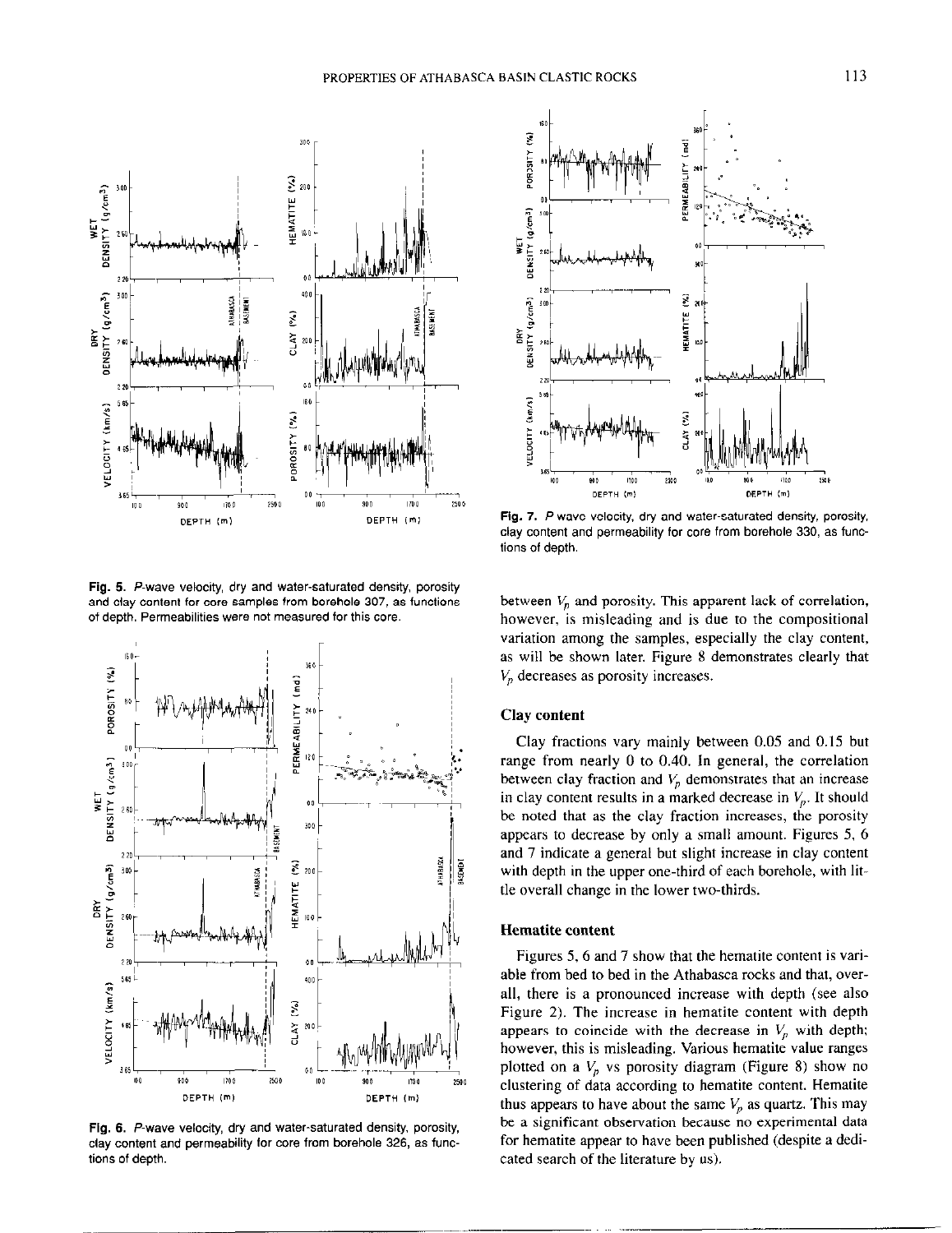WET DENSITY (g/cm³)

3.00

2.60

2.20

DRY DENSITY (g/cm³)

3.00

2.60

2.20

VELOCITY (km/s)

5.65

4.65

3.65

100 900 1700 2500

DEPTH (m)

HEMATITE (%)

30.0

20.0

10.0

0.0

CLAY (%)

40.0

20.0

0.0

ATHABASCA

BASEMENT

POROSITY (%)

16.0

8.0

0.0

100 900 1700 2500

DEPTH (m)

**Fig. 5.** $P$-wave velocity, dry and water-saturated density, porosity and clay content for core samples from borehole 307, as functions of depth. Permeabilities were not measured for this core.

POROSITY (%)

16.0

8.0

0.0

WET DENSITY (g/cm³)

3.00

2.60

2.20

DRY DENSITY (g/cm³)

3.00

2.60

2.20

ATHABASCA

BASEMENT

VELOCITY (km/s)

5.65

4.65

3.65

100 900 1700 2500

DEPTH (m)

PERMEABILITY (md)

360

240

120

0.0

HEMATITE (%)

30.0

20.0

10.0

0.0

ATHABASCA

BASEMENT

CLAY (%)

40.0

20.0

0.0

100 900 1700 2500

DEPTH (m)

**Fig. 6.** $P$-wave velocity, dry and water-saturated density, porosity, clay content and permeability for core from borehole 326, as functions of depth.

POROSITY (%)

16.0

8.0

0.0

WET DENSITY (g/cm³)

3.00

2.60

2.20

DRY DENSITY (g/cm³)

3.00

2.60

2.20

VELOCITY (km/s)

5.65

4.65

3.65

100 900 1700 2500

DEPTH (m)

PERMEABILITY (md)

360

240

120

0.0

HEMATITE (%)

30.0

20.0

10.0

0.0

CLAY (%)

40.0

20.0

0.0

100 900 1700 2500

DEPTH (m)

**Fig. 7.** $P$ wave velocity, dry and water-saturated density, porosity, clay content and permeability for core from borehole 330, as functions of depth.

between $V_p$ and porosity. This apparent lack of correlation, however, is misleading and is due to the compositional variation among the samples, especially the clay content, as will be shown later. Figure 8 demonstrates clearly that $V_p$ decreases as porosity increases.

### Clay content

Clay fractions vary mainly between 0.05 and 0.15 but range from nearly 0 to 0.40. In general, the correlation between clay fraction and $V_p$ demonstrates that an increase in clay content results in a marked decrease in $V_p$. It should be noted that as the clay fraction increases, the porosity appears to decrease by only a small amount. Figures 5, 6 and 7 indicate a general but slight increase in clay content with depth in the upper one-third of each borehole, with little overall change in the lower two-thirds.

### Hematite content

Figures 5, 6 and 7 show that the hematite content is variable from bed to bed in the Athabasca rocks and that, overall, there is a pronounced increase with depth (see also Figure 2). The increase in hematite content with depth appears to coincide with the decrease in $V_p$ with depth; however, this is misleading. Various hematite value ranges plotted on a $V_p$ vs porosity diagram (Figure 8) show no clustering of data according to hematite content. Hematite thus appears to have about the same $V_p$ as quartz. This may be a significant observation because no experimental data for hematite appear to have been published (despite a dedicated search of the literature by us).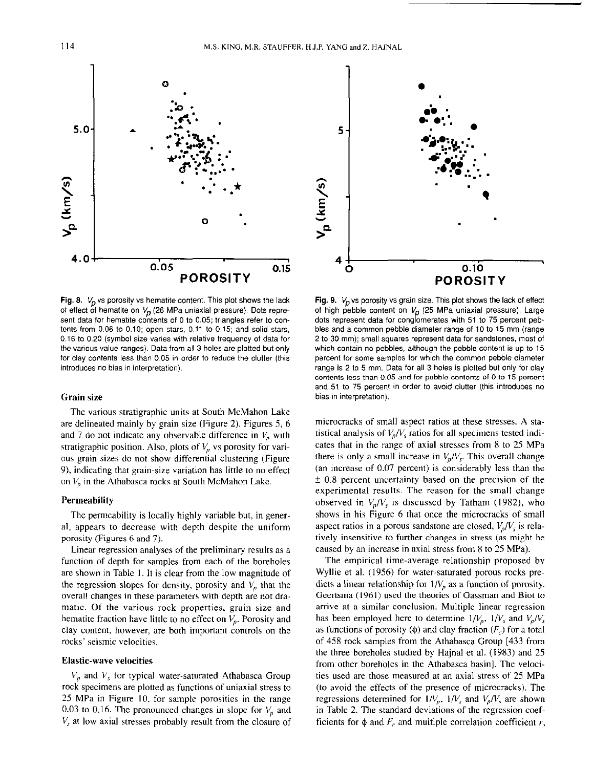5.0

4.0

0.05

0.15

POROSITY

$V_p$ (km/s)

**Fig. 8.** $V_p$ vs porosity vs hematite content. This plot shows the lack of effect of hematite on $V_p$ (26 MPa uniaxial pressure). Dots represent data for hematite contents of 0 to 0.05; triangles refer to contents from 0.06 to 0.10; open stars, 0.11 to 0.15; and solid stars, 0.16 to 0.20 (symbol size varies with relative frequency of data for the various value ranges). Data from all 3 holes are plotted but only for clay contents less than 0.05 in order to reduce the clutter (this introduces no bias in interpretation).

5

4

0

0.10

POROSITY

$V_p$ (km/s)

**Fig. 9.** $V_p$ vs porosity vs grain size. This plot shows the lack of effect of high pebble content on $V_p$ (25 MPa uniaxial pressure). Large dots represent data for conglomerates with 51 to 75 percent pebbles and a common pebble diameter range of 10 to 15 mm (range 2 to 30 mm); small squares represent data for sandstones, most of which contain no pebbles, although the pebble content is up to 15 percent for some samples for which the common pebble diameter range is 2 to 5 mm. Data for all 3 holes is plotted but only for clay contents less than 0.05 and for pebble contents of 0 to 15 percent and 51 to 75 percent in order to avoid clutter (this introduces no bias in interpretation).

### Grain size

The various stratigraphic units at South McMahon Lake are delineated mainly by grain size (Figure 2). Figures 5, 6 and 7 do not indicate any observable difference in $V_p$ with stratigraphic position. Also, plots of $V_p$ vs porosity for various grain sizes do not show differential clustering (Figure 9), indicating that grain-size variation has little to no effect on $V_p$ in the Athabasca rocks at South McMahon Lake.

### Permeability

The permeability is locally highly variable but, in general, appears to decrease with depth despite the uniform porosity (Figures 6 and 7).

Linear regression analyses of the preliminary results as a function of depth for samples from each of the boreholes are shown in Table 1. It is clear from the low magnitude of the regression slopes for density, porosity and $V_p$ that the overall changes in these parameters with depth are not dramatic. Of the various rock properties, grain size and hematite fraction have little to no effect on $V_p$. Porosity and clay content, however, are both important controls on the rocks' seismic velocities.

### Elastic-wave velocities

$V_p$ and $V_s$ for typical water-saturated Athabasca Group rock specimens are plotted as functions of uniaxial stress to 25 MPa in Figure 10, for sample porosities in the range 0.03 to 0.16. The pronounced changes in slope for $V_p$ and $V_s$ at low axial stresses probably result from the closure of microcracks of small aspect ratios at these stresses. A statistical analysis of $V_p/V_s$ ratios for all specimens tested indicates that in the range of axial stresses from 8 to 25 MPa there is only a small increase in $V_p/V_s$. This overall change (an increase of 0.07 percent) is considerably less than the ± 0.8 percent uncertainty based on the precision of the experimental results. The reason for the small change observed in $V_p/V_s$ is discussed by Tatham (1982), who shows in his Figure 6 that once the microcracks of small aspect ratios in a porous sandstone are closed, $V_p/V_s$ is relatively insensitive to further changes in stress (as might be caused by an increase in axial stress from 8 to 25 MPa).

The empirical time-average relationship proposed by Wyllie et al. (1956) for water-saturated porous rocks predicts a linear relationship for $1/V_p$ as a function of porosity. Geertsma (1961) used the theories of Gassman and Biot to arrive at a similar conclusion. Multiple linear regression has been employed here to determine $1/V_p$, $1/V_s$ and $V_p/V_s$ as functions of porosity ($\phi$) and clay fraction ($F_c$) for a total of 458 rock samples from the Athabasca Group [433 from the three boreholes studied by Hajnal et al. (1983) and 25 from other boreholes in the Athabasca basin]. The velocities used are those measured at an axial stress of 25 MPa (to avoid the effects of the presence of microcracks). The regressions determined for $1/V_p$, $1/V_s$ and $V_p/V_s$ are shown in Table 2. The standard deviations of the regression coefficients for $\phi$ and $F_c$ and multiple correlation coefficient $r$,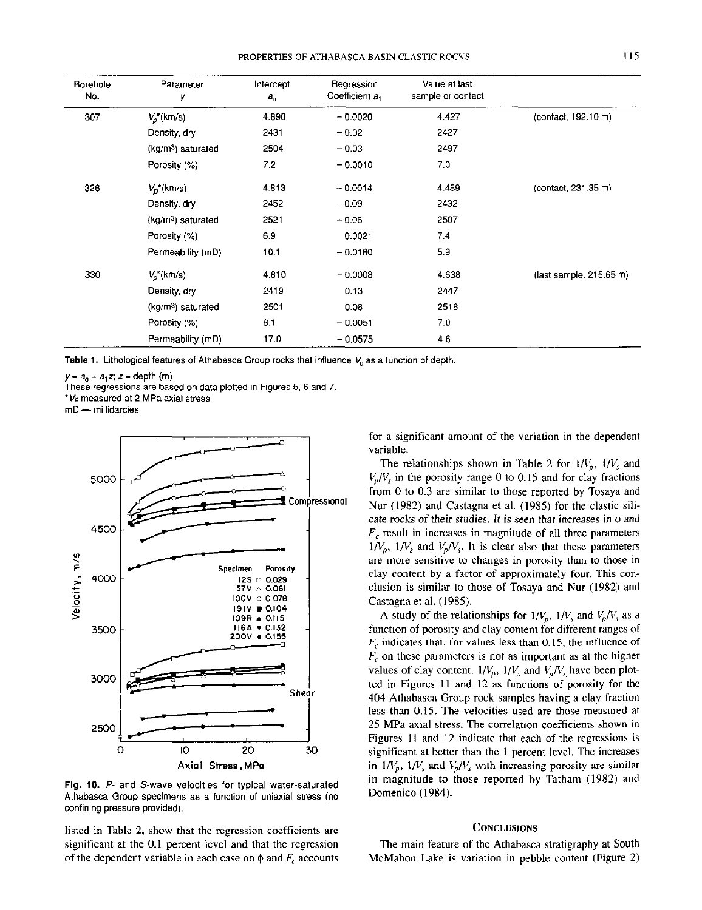| Borehole No. | Parameter $y$ | Intercept $a_0$ | Regression Coefficient $a_1$ | Value at last sample or contact | |
|---|---|---|---|---|---|
| 307 | $V_p$*(km/s) | 4.890 | − 0.0020 | 4.427 | (contact, 192.10 m) |
| | Density, dry | 2431 | − 0.02 | 2427 | |
| | (kg/m³) saturated | 2504 | − 0.03 | 2497 | |
| | Porosity (%) | 7.2 | − 0.0010 | 7.0 | |
| 326 | $V_p$*(km/s) | 4.813 | − 0.0014 | 4.489 | (contact, 231.35 m) |
| | Density, dry | 2452 | − 0.09 | 2432 | |
| | (kg/m³) saturated | 2521 | − 0.06 | 2507 | |
| | Porosity (%) | 6.9 | 0.0021 | 7.4 | |
| | Permeability (mD) | 10.1 | − 0.0180 | 5.9 | |
| 330 | $V_p$*(km/s) | 4.810 | − 0.0008 | 4.638 | (last sample, 215.65 m) |
| | Density, dry | 2419 | 0.13 | 2447 | |
| | (kg/m³) saturated | 2501 | 0.08 | 2518 | |
| | Porosity (%) | 8.1 | − 0.0051 | 7.0 | |
| | Permeability (mD) | 17.0 | − 0.0575 | 4.6 | |

**Table 1.** Lithological features of Athabasca Group rocks that influence $V_p$ as a function of depth.

$y = a_0 + a_1 z$; $z$ = depth (m)

These regressions are based on data plotted in Figures 5, 6 and 7.

* $V_p$ measured at 2 MPa axial stress

mD — millidarcies

**Fig. 10.** *P*- and *S*-wave velocities for typical water-saturated Athabasca Group specimens as a function of uniaxial stress (no confining pressure provided).

listed in Table 2, show that the regression coefficients are significant at the 0.1 percent level and that the regression of the dependent variable in each case on $\phi$ and $F_c$ accounts for a significant amount of the variation in the dependent variable.

The relationships shown in Table 2 for $1/V_p$, $1/V_s$ and $V_p/V_s$ in the porosity range 0 to 0.15 and for clay fractions from 0 to 0.3 are similar to those reported by Tosaya and Nur (1982) and Castagna et al. (1985) for the clastic silicate rocks of their studies. *It is seen that increases in $\phi$ and $F_c$* result in increases in magnitude of all three parameters $1/V_p$, $1/V_s$ and $V_p/V_s$. It is clear also that these parameters are more sensitive to changes in porosity than to those in clay content by a factor of approximately four. This conclusion is similar to those of Tosaya and Nur (1982) and Castagna et al. (1985).

A study of the relationships for $1/V_p$, $1/V_s$ and $V_p/V_s$ as a function of porosity and clay content for different ranges of $F_c$ indicates that, for values less than 0.15, the influence of $F_c$ on these parameters is not as important as at the higher values of clay content. $1/V_p$, $1/V_s$ and $V_p/V_s$ have been plotted in Figures 11 and 12 as functions of porosity for the 404 Athabasca Group rock samples having a clay fraction less than 0.15. The velocities used are those measured at 25 MPa axial stress. The correlation coefficients shown in Figures 11 and 12 indicate that each of the regressions is significant at better than the 1 percent level. The increases in $1/V_p$, $1/V_s$ and $V_p/V_s$ with increasing porosity are similar in magnitude to those reported by Tatham (1982) and Domenico (1984).

## Conclusions

The main feature of the Athabasca stratigraphy at South McMahon Lake is variation in pebble content (Figure 2)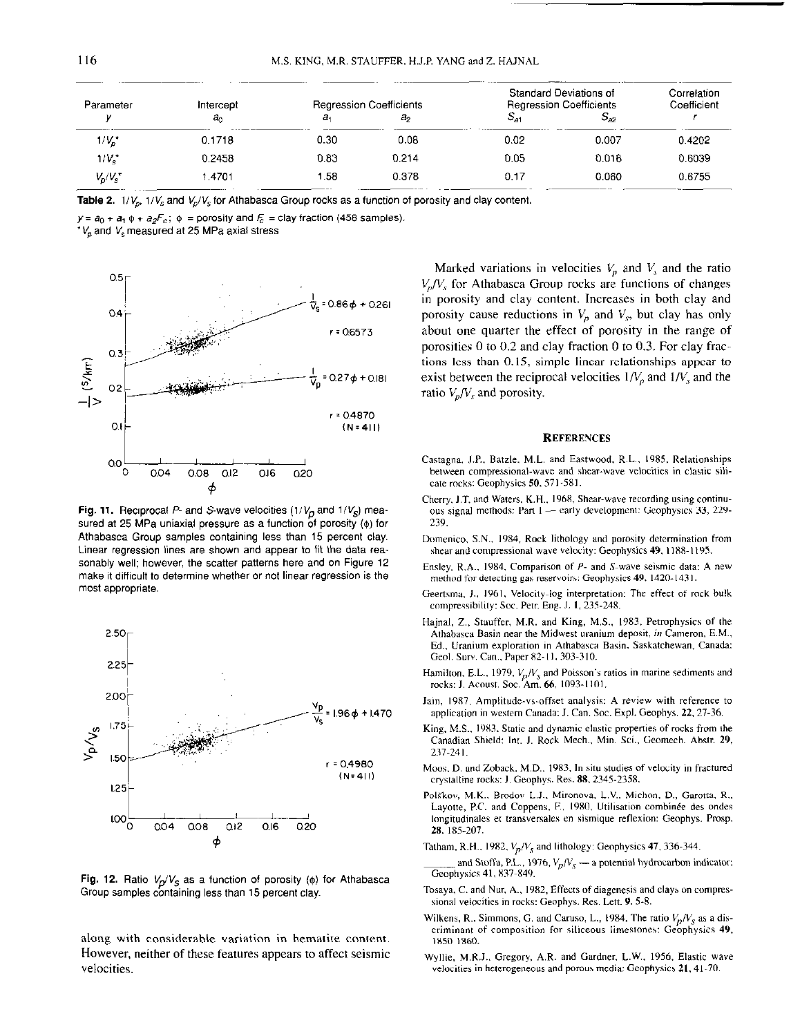| Parameter $y$ | Intercept $a_0$ | Regression Coefficients $a_1$ | $a_2$ | Standard Deviations of Regression Coefficients $S_{a1}$ | $S_{a2}$ | Correlation Coefficient $r$ |
|---|---|---|---|---|---|---|
| $1/V_p$* | 0.1718 | 0.30 | 0.08 | 0.02 | 0.007 | 0.4202 |
| $1/V_s$* | 0.2458 | 0.83 | 0.214 | 0.05 | 0.016 | 0.6039 |
| $V_p/V_s$* | 1.4701 | 1.58 | 0.378 | 0.17 | 0.060 | 0.6755 |

**Table 2.** $1/V_p$, $1/V_s$ and $V_p/V_s$ for Athabasca Group rocks as a function of porosity and clay content.
$y = a_0 + a_1\phi + a_2F_c$; $\phi$ = porosity and $F_c$ = clay fraction (458 samples).
* $V_p$ and $V_s$ measured at 25 MPa axial stress

0.5
0.4
0.3
0.2
0.1
0.0
$\frac{1}{V}$ (S/km)
0 0.04 0.08 0.12 0.16 0.20
$\phi$
$\frac{1}{V_s} = 0.86\phi + 0.261$
r = 0.6573
$\frac{1}{V_p} = 0.27\phi + 0.181$
r = 0.4870
(N = 411)

**Fig. 11.** Reciprocal P- and S-wave velocities ($1/V_p$ and $1/V_s$) measured at 25 MPa uniaxial pressure as a function of porosity ($\phi$) for Athabasca Group samples containing less than 15 percent clay. Linear regression lines are shown and appear to fit the data reasonably well; however, the scatter patterns here and on Figure 12 make it difficult to determine whether or not linear regression is the most appropriate.

2.50
2.25
2.00
1.75
1.50
1.25
1.00
$V_p/V_s$
0 0.04 0.08 0.12 0.16 0.20
$\phi$
$\frac{V_p}{V_s} = 1.96\phi + 1.470$
r = 0.4980
(N = 411)

**Fig. 12.** Ratio $V_p/V_s$ as a function of porosity ($\phi$) for Athabasca Group samples containing less than 15 percent clay.

along with considerable variation in hematite content. However, neither of these features appears to affect seismic velocities.

Marked variations in velocities $V_p$ and $V_s$ and the ratio $V_p/V_s$ for Athabasca Group rocks are functions of changes in porosity and clay content. Increases in both clay and porosity cause reductions in $V_p$ and $V_s$, but clay has only about one quarter the effect of porosity in the range of porosities 0 to 0.2 and clay fraction 0 to 0.3. For clay fractions less than 0.15, simple linear relationships appear to exist between the reciprocal velocities $1/V_p$ and $1/V_s$ and the ratio $V_p/V_s$ and porosity.

## REFERENCES

Castagna, J.P., Batzle, M.L. and Eastwood, R.L., 1985, Relationships between compressional-wave and shear-wave velocities in clastic silicate rocks: Geophysics **50**, 571-581.

Cherry, J.T. and Waters, K.H., 1968, Shear-wave recording using continuous signal methods: Part I — early development: Geophysics **33**, 229-239.

Domenico, S.N., 1984, Rock lithology and porosity determination from shear and compressional wave velocity: Geophysics **49**, 1188-1195.

Ensley, R.A., 1984, Comparison of P- and S-wave seismic data: A new method for detecting gas reservoirs: Geophysics **49**, 1420-1431.

Geertsma, J., 1961, Velocity-log interpretation: The effect of rock bulk compressibility: Soc. Petr. Eng. J. **1**, 235-248.

Hajnal, Z., Stauffer, M.R. and King, M.S., 1983, Petrophysics of the Athabasca Basin near the Midwest uranium deposit, *in* Cameron, E.M., Ed., Uranium exploration in Athabasca Basin, Saskatchewan, Canada: Geol. Surv. Can., Paper 82-11, 303-310.

Hamilton, E.L., 1979, $V_p/V_s$ and Poisson's ratios in marine sediments and rocks: J. Acoust. Soc. Am. **66**, 1093-1101.

Jain, 1987, Amplitude-vs-offset analysis: A review with reference to application in western Canada: J. Can. Soc. Expl. Geophys. **22**, 27-36.

King, M.S., 1983, Static and dynamic elastic properties of rocks from the Canadian Shield: Int. J. Rock Mech., Min. Sci., Geomech. Abstr. **29**, 237-241.

Moos, D. and Zoback, M.D., 1983, In situ studies of velocity in fractured crystalline rocks: J. Geophys. Res. **88**, 2345-2358.

Polškov, M.K., Brodov L.J., Mironova, L.V., Michon, D., Garotta, R., Layotte, P.C. and Coppens, F., 1980, Utilisation combinée des ondes longitudinales et transversales en sismique reflexion: Geophys. Prosp. **28**, 185-207.

Tatham, R.H., 1982, $V_p/V_s$ and lithology: Geophysics **47**, 336-344.

\_\_\_\_\_\_ and Stoffa, P.L., 1976, $V_p/V_s$ — a potential hydrocarbon indicator: Geophysics **41**, 837-849.

Tosaya, C. and Nur, A., 1982, Effects of diagenesis and clays on compressional velocities in rocks: Geophys. Res. Lett. **9**, 5-8.

Wilkens, R., Simmons, G. and Caruso, L., 1984, The ratio $V_p/V_s$ as a discriminant of composition for siliceous limestones: Geophysics **49**, 1850-1860.

Wyllie, M.R.J., Gregory, A.R. and Gardner, L.W., 1956, Elastic wave velocities in heterogeneous and porous media: Geophysics **21**, 41-70.